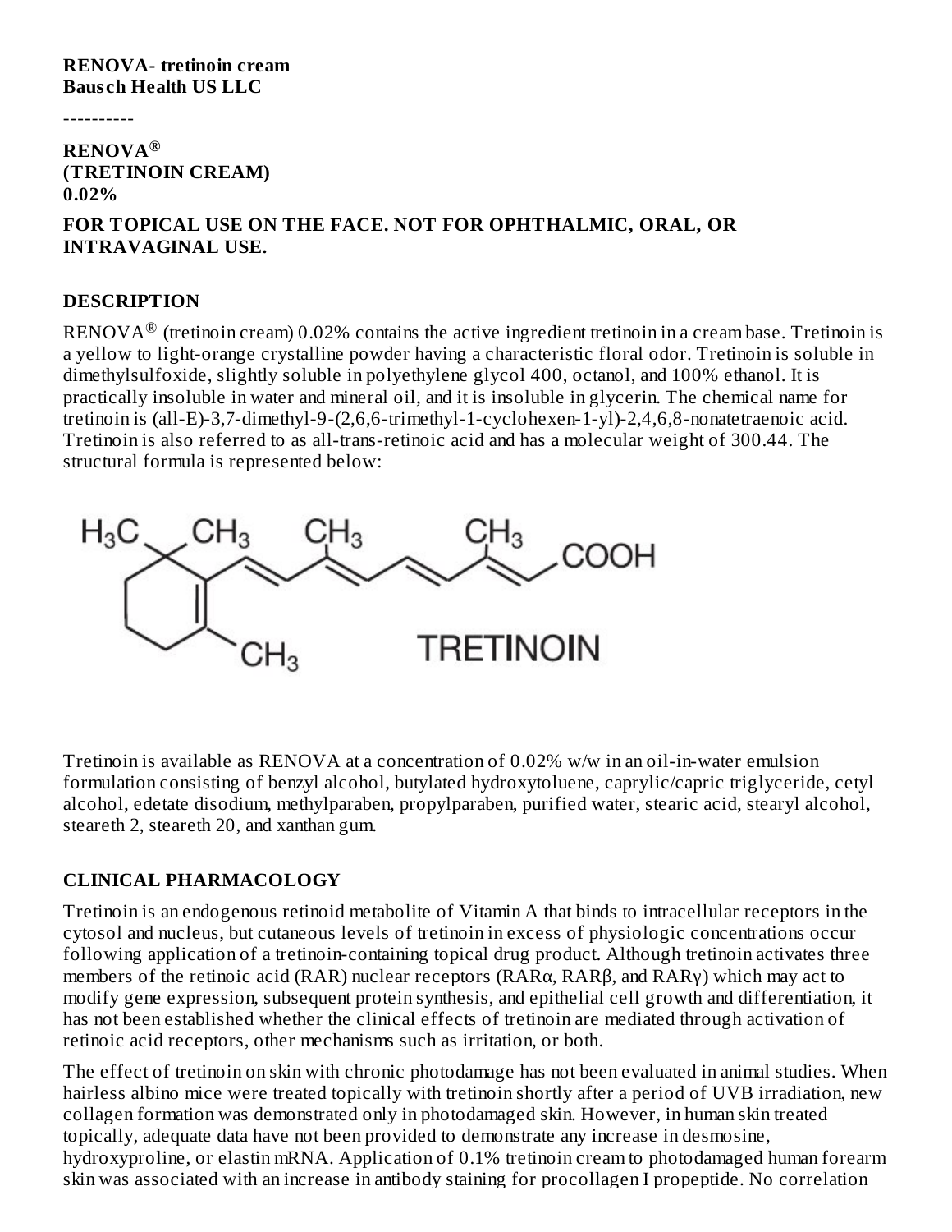**RENOVA- tretinoin cream**
**Bausch Health US LLC**

----------

**RENOVA®**
**(TRETINOIN CREAM)**
**0.02%**

**FOR TOPICAL USE ON THE FACE. NOT FOR OPHTHALMIC, ORAL, OR INTRAVAGINAL USE.**

## DESCRIPTION

RENOVA® (tretinoin cream) 0.02% contains the active ingredient tretinoin in a cream base. Tretinoin is a yellow to light-orange crystalline powder having a characteristic floral odor. Tretinoin is soluble in dimethylsulfoxide, slightly soluble in polyethylene glycol 400, octanol, and 100% ethanol. It is practically insoluble in water and mineral oil, and it is insoluble in glycerin. The chemical name for tretinoin is (all-E)-3,7-dimethyl-9-(2,6,6-trimethyl-1-cyclohexen-1-yl)-2,4,6,8-nonatetraenoic acid. Tretinoin is also referred to as all-trans-retinoic acid and has a molecular weight of 300.44. The structural formula is represented below:

TRETINOIN

Tretinoin is available as RENOVA at a concentration of 0.02% w/w in an oil-in-water emulsion formulation consisting of benzyl alcohol, butylated hydroxytoluene, caprylic/capric triglyceride, cetyl alcohol, edetate disodium, methylparaben, propylparaben, purified water, stearic acid, stearyl alcohol, steareth 2, steareth 20, and xanthan gum.

## CLINICAL PHARMACOLOGY

Tretinoin is an endogenous retinoid metabolite of Vitamin A that binds to intracellular receptors in the cytosol and nucleus, but cutaneous levels of tretinoin in excess of physiologic concentrations occur following application of a tretinoin-containing topical drug product. Although tretinoin activates three members of the retinoic acid (RAR) nuclear receptors (RARα, RARβ, and RARγ) which may act to modify gene expression, subsequent protein synthesis, and epithelial cell growth and differentiation, it has not been established whether the clinical effects of tretinoin are mediated through activation of retinoic acid receptors, other mechanisms such as irritation, or both.

The effect of tretinoin on skin with chronic photodamage has not been evaluated in animal studies. When hairless albino mice were treated topically with tretinoin shortly after a period of UVB irradiation, new collagen formation was demonstrated only in photodamaged skin. However, in human skin treated topically, adequate data have not been provided to demonstrate any increase in desmosine, hydroxyproline, or elastin mRNA. Application of 0.1% tretinoin cream to photodamaged human forearm skin was associated with an increase in antibody staining for procollagen I propeptide. No correlation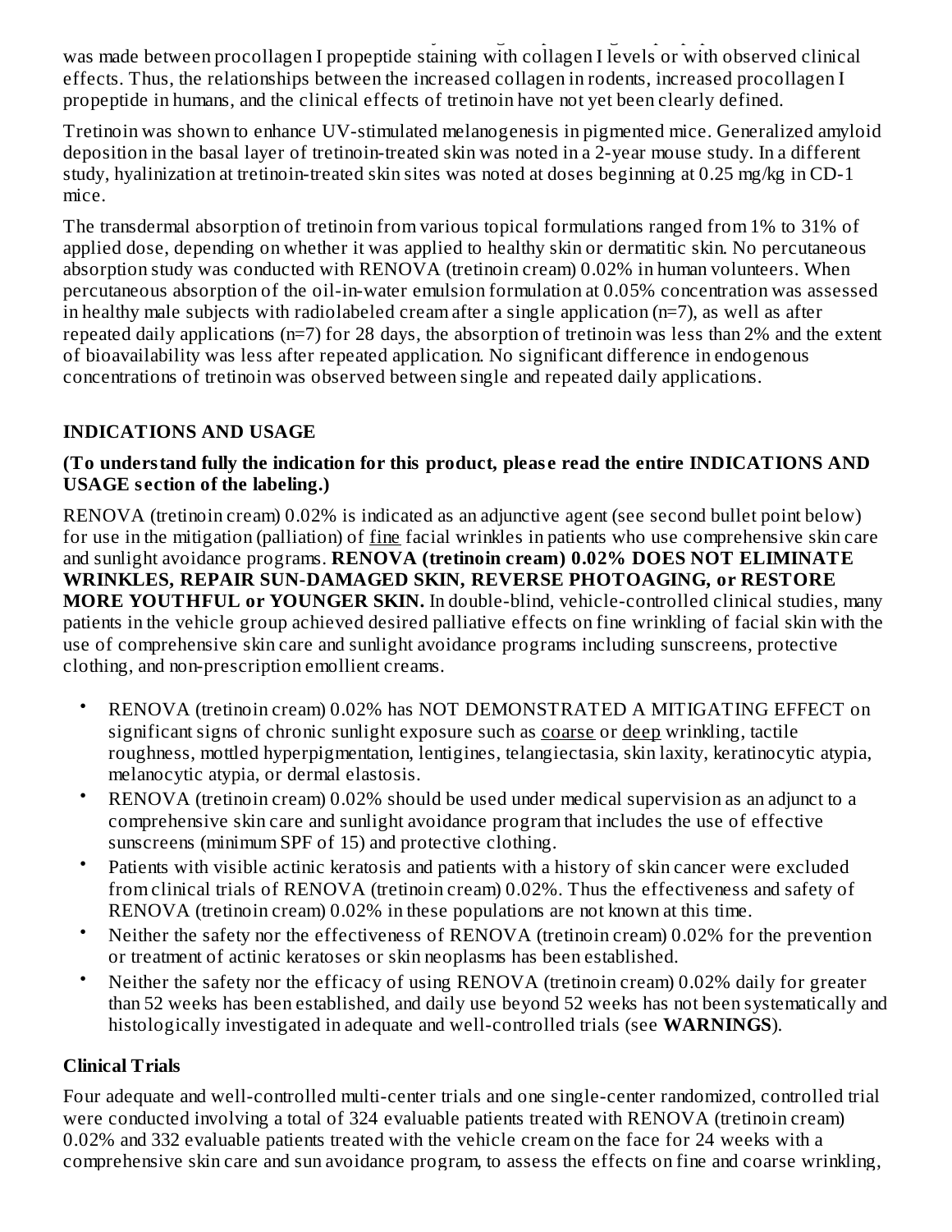was made between procollagen I propeptide staining with collagen I levels or with observed clinical effects. Thus, the relationships between the increased collagen in rodents, increased procollagen I propeptide in humans, and the clinical effects of tretinoin have not yet been clearly defined.

Tretinoin was shown to enhance UV-stimulated melanogenesis in pigmented mice. Generalized amyloid deposition in the basal layer of tretinoin-treated skin was noted in a 2-year mouse study. In a different study, hyalinization at tretinoin-treated skin sites was noted at doses beginning at 0.25 mg/kg in CD-1 mice.

The transdermal absorption of tretinoin from various topical formulations ranged from 1% to 31% of applied dose, depending on whether it was applied to healthy skin or dermatitic skin. No percutaneous absorption study was conducted with RENOVA (tretinoin cream) 0.02% in human volunteers. When percutaneous absorption of the oil-in-water emulsion formulation at 0.05% concentration was assessed in healthy male subjects with radiolabeled cream after a single application (n=7), as well as after repeated daily applications (n=7) for 28 days, the absorption of tretinoin was less than 2% and the extent of bioavailability was less after repeated application. No significant difference in endogenous concentrations of tretinoin was observed between single and repeated daily applications.

## INDICATIONS AND USAGE

**(To understand fully the indication for this product, please read the entire INDICATIONS AND USAGE section of the labeling.)**

RENOVA (tretinoin cream) 0.02% is indicated as an adjunctive agent (see second bullet point below) for use in the mitigation (palliation) of fine facial wrinkles in patients who use comprehensive skin care and sunlight avoidance programs. **RENOVA (tretinoin cream) 0.02% DOES NOT ELIMINATE WRINKLES, REPAIR SUN-DAMAGED SKIN, REVERSE PHOTOAGING, or RESTORE MORE YOUTHFUL or YOUNGER SKIN.** In double-blind, vehicle-controlled clinical studies, many patients in the vehicle group achieved desired palliative effects on fine wrinkling of facial skin with the use of comprehensive skin care and sunlight avoidance programs including sunscreens, protective clothing, and non-prescription emollient creams.

- RENOVA (tretinoin cream) 0.02% has NOT DEMONSTRATED A MITIGATING EFFECT on significant signs of chronic sunlight exposure such as coarse or deep wrinkling, tactile roughness, mottled hyperpigmentation, lentigines, telangiectasia, skin laxity, keratinocytic atypia, melanocytic atypia, or dermal elastosis.
- RENOVA (tretinoin cream) 0.02% should be used under medical supervision as an adjunct to a comprehensive skin care and sunlight avoidance program that includes the use of effective sunscreens (minimum SPF of 15) and protective clothing.
- Patients with visible actinic keratosis and patients with a history of skin cancer were excluded from clinical trials of RENOVA (tretinoin cream) 0.02%. Thus the effectiveness and safety of RENOVA (tretinoin cream) 0.02% in these populations are not known at this time.
- Neither the safety nor the effectiveness of RENOVA (tretinoin cream) 0.02% for the prevention or treatment of actinic keratoses or skin neoplasms has been established.
- Neither the safety nor the efficacy of using RENOVA (tretinoin cream) 0.02% daily for greater than 52 weeks has been established, and daily use beyond 52 weeks has not been systematically and histologically investigated in adequate and well-controlled trials (see **WARNINGS**).

### Clinical Trials

Four adequate and well-controlled multi-center trials and one single-center randomized, controlled trial were conducted involving a total of 324 evaluable patients treated with RENOVA (tretinoin cream) 0.02% and 332 evaluable patients treated with the vehicle cream on the face for 24 weeks with a comprehensive skin care and sun avoidance program, to assess the effects on fine and coarse wrinkling,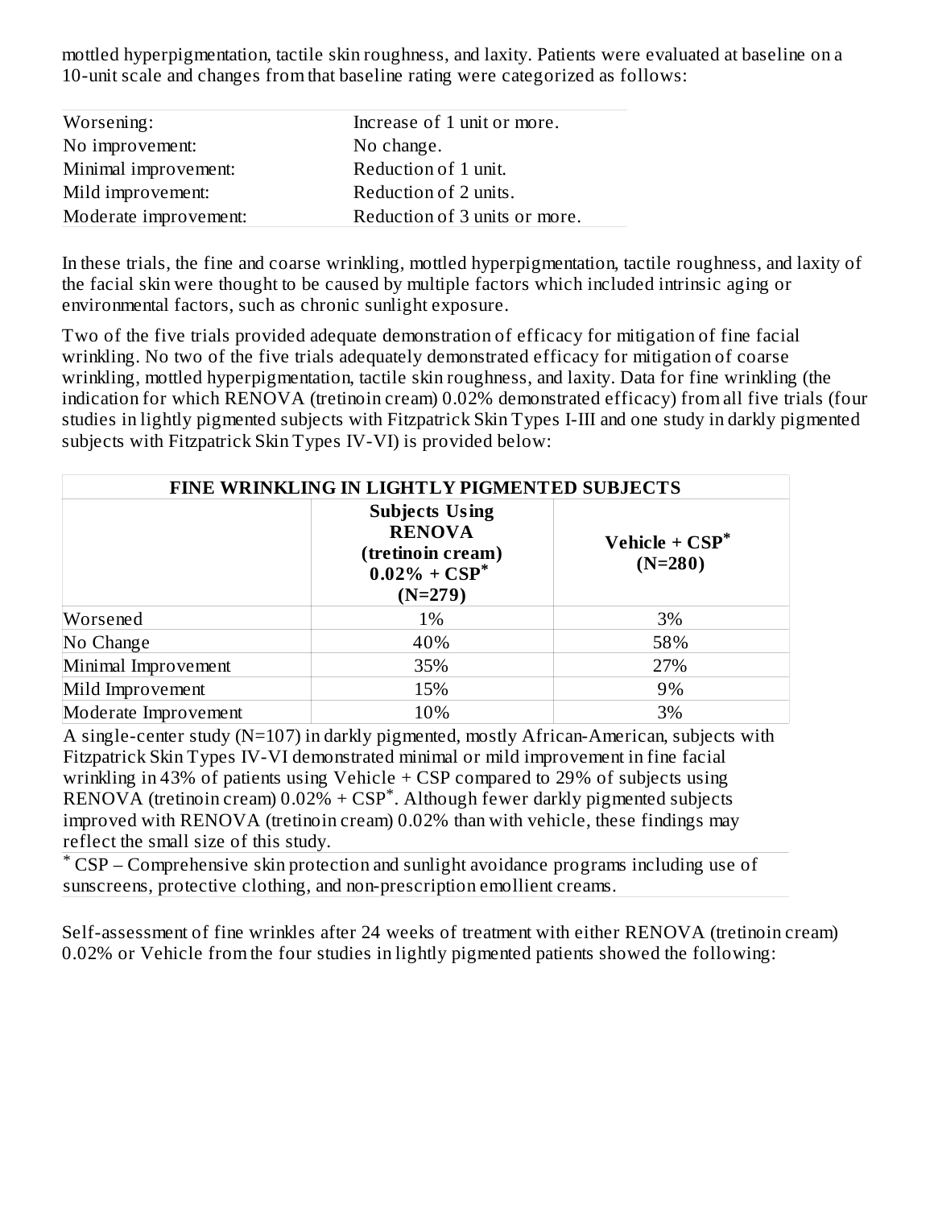mottled hyperpigmentation, tactile skin roughness, and laxity. Patients were evaluated at baseline on a 10-unit scale and changes from that baseline rating were categorized as follows:

| | |
|---|---|
| Worsening: | Increase of 1 unit or more. |
| No improvement: | No change. |
| Minimal improvement: | Reduction of 1 unit. |
| Mild improvement: | Reduction of 2 units. |
| Moderate improvement: | Reduction of 3 units or more. |

In these trials, the fine and coarse wrinkling, mottled hyperpigmentation, tactile roughness, and laxity of the facial skin were thought to be caused by multiple factors which included intrinsic aging or environmental factors, such as chronic sunlight exposure.

Two of the five trials provided adequate demonstration of efficacy for mitigation of fine facial wrinkling. No two of the five trials adequately demonstrated efficacy for mitigation of coarse wrinkling, mottled hyperpigmentation, tactile skin roughness, and laxity. Data for fine wrinkling (the indication for which RENOVA (tretinoin cream) 0.02% demonstrated efficacy) from all five trials (four studies in lightly pigmented subjects with Fitzpatrick Skin Types I-III and one study in darkly pigmented subjects with Fitzpatrick Skin Types IV-VI) is provided below:

| FINE WRINKLING IN LIGHTLY PIGMENTED SUBJECTS | | |
|---|---|---|
| | **Subjects Using RENOVA (tretinoin cream) 0.02% + CSP*** **(N=279)** | **Vehicle + CSP*** **(N=280)** |
| Worsened | 1% | 3% |
| No Change | 40% | 58% |
| Minimal Improvement | 35% | 27% |
| Mild Improvement | 15% | 9% |
| Moderate Improvement | 10% | 3% |

A single-center study (N=107) in darkly pigmented, mostly African-American, subjects with Fitzpatrick Skin Types IV-VI demonstrated minimal or mild improvement in fine facial wrinkling in 43% of patients using Vehicle + CSP compared to 29% of subjects using RENOVA (tretinoin cream) 0.02% + CSP*. Although fewer darkly pigmented subjects improved with RENOVA (tretinoin cream) 0.02% than with vehicle, these findings may reflect the small size of this study.

* CSP – Comprehensive skin protection and sunlight avoidance programs including use of sunscreens, protective clothing, and non-prescription emollient creams.

Self-assessment of fine wrinkles after 24 weeks of treatment with either RENOVA (tretinoin cream) 0.02% or Vehicle from the four studies in lightly pigmented patients showed the following: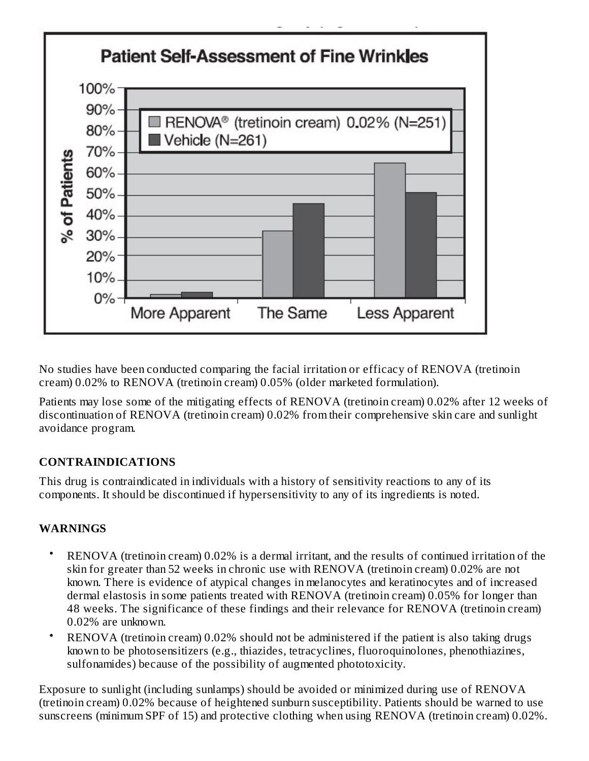**Patient Self-Assessment of Fine Wrinkles**

No studies have been conducted comparing the facial irritation or efficacy of RENOVA (tretinoin cream) 0.02% to RENOVA (tretinoin cream) 0.05% (older marketed formulation).

Patients may lose some of the mitigating effects of RENOVA (tretinoin cream) 0.02% after 12 weeks of discontinuation of RENOVA (tretinoin cream) 0.02% from their comprehensive skin care and sunlight avoidance program.

## CONTRAINDICATIONS

This drug is contraindicated in individuals with a history of sensitivity reactions to any of its components. It should be discontinued if hypersensitivity to any of its ingredients is noted.

## WARNINGS

- RENOVA (tretinoin cream) 0.02% is a dermal irritant, and the results of continued irritation of the skin for greater than 52 weeks in chronic use with RENOVA (tretinoin cream) 0.02% are not known. There is evidence of atypical changes in melanocytes and keratinocytes and of increased dermal elastosis in some patients treated with RENOVA (tretinoin cream) 0.05% for longer than 48 weeks. The significance of these findings and their relevance for RENOVA (tretinoin cream) 0.02% are unknown.
- RENOVA (tretinoin cream) 0.02% should not be administered if the patient is also taking drugs known to be photosensitizers (e.g., thiazides, tetracyclines, fluoroquinolones, phenothiazines, sulfonamides) because of the possibility of augmented phototoxicity.

Exposure to sunlight (including sunlamps) should be avoided or minimized during use of RENOVA (tretinoin cream) 0.02% because of heightened sunburn susceptibility. Patients should be warned to use sunscreens (minimum SPF of 15) and protective clothing when using RENOVA (tretinoin cream) 0.02%.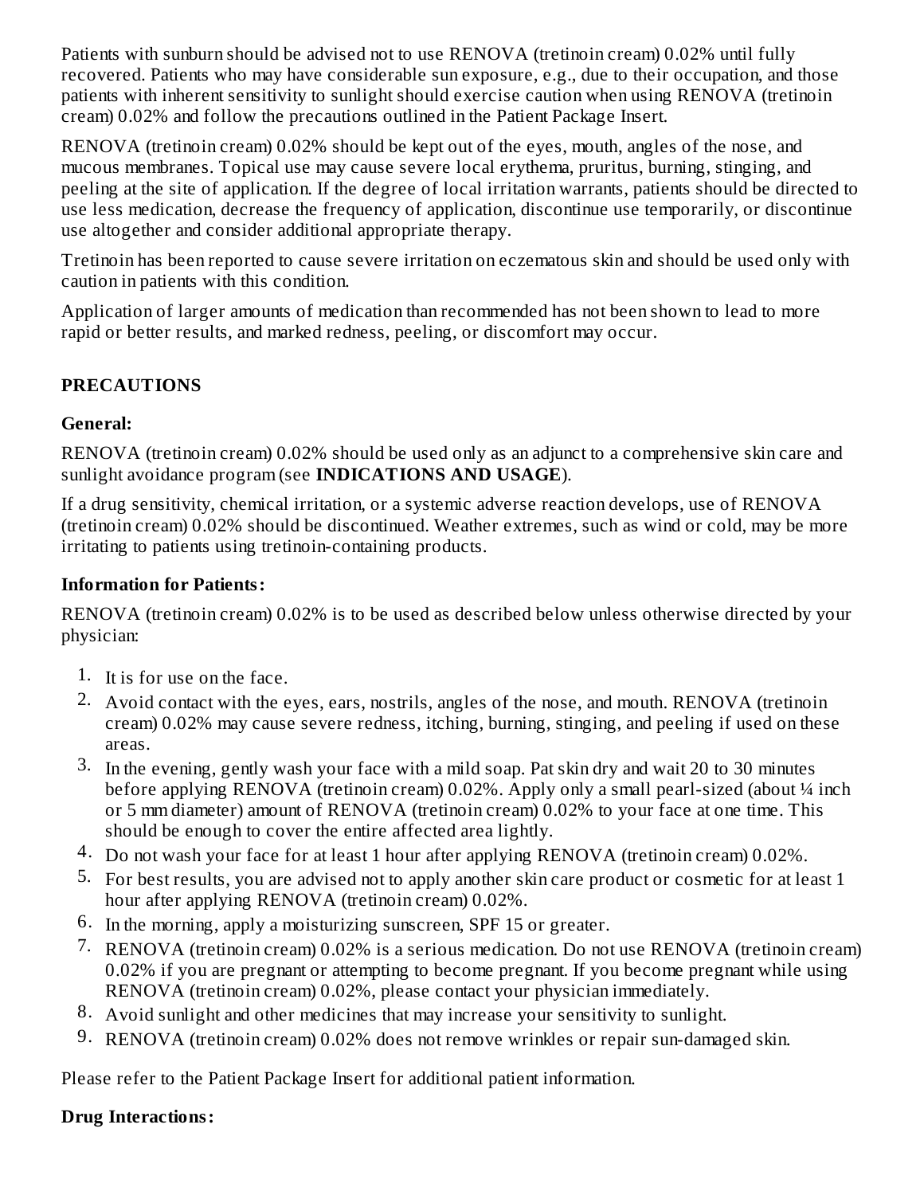Patients with sunburn should be advised not to use RENOVA (tretinoin cream) 0.02% until fully recovered. Patients who may have considerable sun exposure, e.g., due to their occupation, and those patients with inherent sensitivity to sunlight should exercise caution when using RENOVA (tretinoin cream) 0.02% and follow the precautions outlined in the Patient Package Insert.

RENOVA (tretinoin cream) 0.02% should be kept out of the eyes, mouth, angles of the nose, and mucous membranes. Topical use may cause severe local erythema, pruritus, burning, stinging, and peeling at the site of application. If the degree of local irritation warrants, patients should be directed to use less medication, decrease the frequency of application, discontinue use temporarily, or discontinue use altogether and consider additional appropriate therapy.

Tretinoin has been reported to cause severe irritation on eczematous skin and should be used only with caution in patients with this condition.

Application of larger amounts of medication than recommended has not been shown to lead to more rapid or better results, and marked redness, peeling, or discomfort may occur.

## PRECAUTIONS

### General:

RENOVA (tretinoin cream) 0.02% should be used only as an adjunct to a comprehensive skin care and sunlight avoidance program (see **INDICATIONS AND USAGE**).

If a drug sensitivity, chemical irritation, or a systemic adverse reaction develops, use of RENOVA (tretinoin cream) 0.02% should be discontinued. Weather extremes, such as wind or cold, may be more irritating to patients using tretinoin-containing products.

### Information for Patients:

RENOVA (tretinoin cream) 0.02% is to be used as described below unless otherwise directed by your physician:

1. It is for use on the face.
2. Avoid contact with the eyes, ears, nostrils, angles of the nose, and mouth. RENOVA (tretinoin cream) 0.02% may cause severe redness, itching, burning, stinging, and peeling if used on these areas.
3. In the evening, gently wash your face with a mild soap. Pat skin dry and wait 20 to 30 minutes before applying RENOVA (tretinoin cream) 0.02%. Apply only a small pearl-sized (about ¼ inch or 5 mm diameter) amount of RENOVA (tretinoin cream) 0.02% to your face at one time. This should be enough to cover the entire affected area lightly.
4. Do not wash your face for at least 1 hour after applying RENOVA (tretinoin cream) 0.02%.
5. For best results, you are advised not to apply another skin care product or cosmetic for at least 1 hour after applying RENOVA (tretinoin cream) 0.02%.
6. In the morning, apply a moisturizing sunscreen, SPF 15 or greater.
7. RENOVA (tretinoin cream) 0.02% is a serious medication. Do not use RENOVA (tretinoin cream) 0.02% if you are pregnant or attempting to become pregnant. If you become pregnant while using RENOVA (tretinoin cream) 0.02%, please contact your physician immediately.
8. Avoid sunlight and other medicines that may increase your sensitivity to sunlight.
9. RENOVA (tretinoin cream) 0.02% does not remove wrinkles or repair sun-damaged skin.

Please refer to the Patient Package Insert for additional patient information.

### Drug Interactions: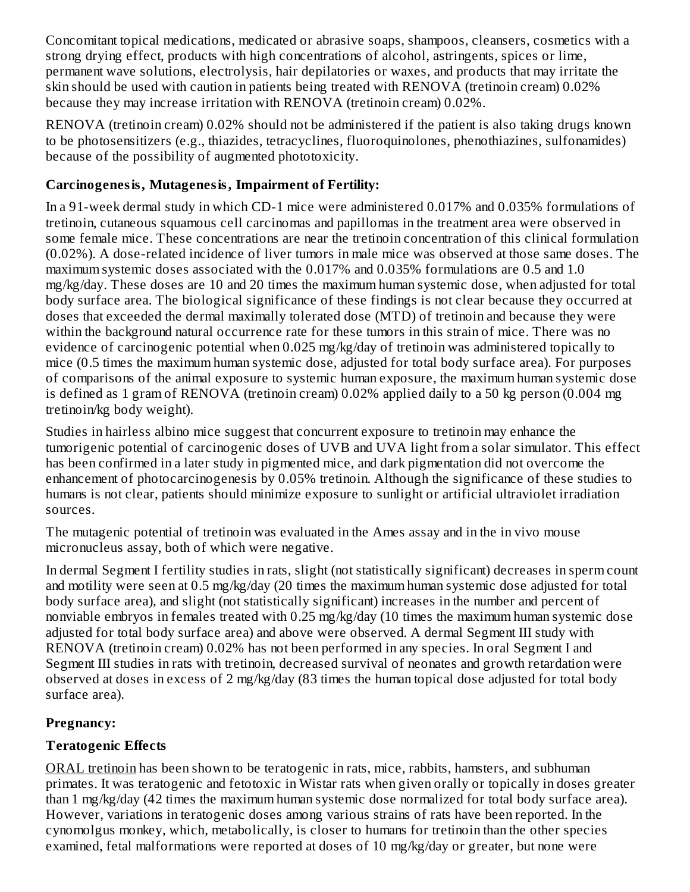Concomitant topical medications, medicated or abrasive soaps, shampoos, cleansers, cosmetics with a strong drying effect, products with high concentrations of alcohol, astringents, spices or lime, permanent wave solutions, electrolysis, hair depilatories or waxes, and products that may irritate the skin should be used with caution in patients being treated with RENOVA (tretinoin cream) 0.02% because they may increase irritation with RENOVA (tretinoin cream) 0.02%.

RENOVA (tretinoin cream) 0.02% should not be administered if the patient is also taking drugs known to be photosensitizers (e.g., thiazides, tetracyclines, fluoroquinolones, phenothiazines, sulfonamides) because of the possibility of augmented phototoxicity.

**Carcinogenesis, Mutagenesis, Impairment of Fertility:**

In a 91-week dermal study in which CD-1 mice were administered 0.017% and 0.035% formulations of tretinoin, cutaneous squamous cell carcinomas and papillomas in the treatment area were observed in some female mice. These concentrations are near the tretinoin concentration of this clinical formulation (0.02%). A dose-related incidence of liver tumors in male mice was observed at those same doses. The maximum systemic doses associated with the 0.017% and 0.035% formulations are 0.5 and 1.0 mg/kg/day. These doses are 10 and 20 times the maximum human systemic dose, when adjusted for total body surface area. The biological significance of these findings is not clear because they occurred at doses that exceeded the dermal maximally tolerated dose (MTD) of tretinoin and because they were within the background natural occurrence rate for these tumors in this strain of mice. There was no evidence of carcinogenic potential when 0.025 mg/kg/day of tretinoin was administered topically to mice (0.5 times the maximum human systemic dose, adjusted for total body surface area). For purposes of comparisons of the animal exposure to systemic human exposure, the maximum human systemic dose is defined as 1 gram of RENOVA (tretinoin cream) 0.02% applied daily to a 50 kg person (0.004 mg tretinoin/kg body weight).

Studies in hairless albino mice suggest that concurrent exposure to tretinoin may enhance the tumorigenic potential of carcinogenic doses of UVB and UVA light from a solar simulator. This effect has been confirmed in a later study in pigmented mice, and dark pigmentation did not overcome the enhancement of photocarcinogenesis by 0.05% tretinoin. Although the significance of these studies to humans is not clear, patients should minimize exposure to sunlight or artificial ultraviolet irradiation sources.

The mutagenic potential of tretinoin was evaluated in the Ames assay and in the in vivo mouse micronucleus assay, both of which were negative.

In dermal Segment I fertility studies in rats, slight (not statistically significant) decreases in sperm count and motility were seen at 0.5 mg/kg/day (20 times the maximum human systemic dose adjusted for total body surface area), and slight (not statistically significant) increases in the number and percent of nonviable embryos in females treated with 0.25 mg/kg/day (10 times the maximum human systemic dose adjusted for total body surface area) and above were observed. A dermal Segment III study with RENOVA (tretinoin cream) 0.02% has not been performed in any species. In oral Segment I and Segment III studies in rats with tretinoin, decreased survival of neonates and growth retardation were observed at doses in excess of 2 mg/kg/day (83 times the human topical dose adjusted for total body surface area).

**Pregnancy:**

**Teratogenic Effects**

ORAL tretinoin has been shown to be teratogenic in rats, mice, rabbits, hamsters, and subhuman primates. It was teratogenic and fetotoxic in Wistar rats when given orally or topically in doses greater than 1 mg/kg/day (42 times the maximum human systemic dose normalized for total body surface area). However, variations in teratogenic doses among various strains of rats have been reported. In the cynomolgus monkey, which, metabolically, is closer to humans for tretinoin than the other species examined, fetal malformations were reported at doses of 10 mg/kg/day or greater, but none were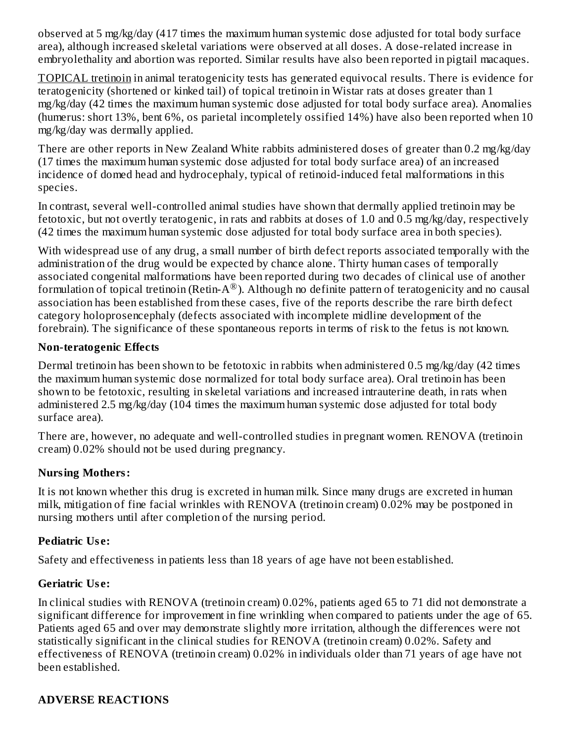observed at 5 mg/kg/day (417 times the maximum human systemic dose adjusted for total body surface area), although increased skeletal variations were observed at all doses. A dose-related increase in embryolethality and abortion was reported. Similar results have also been reported in pigtail macaques.

TOPICAL tretinoin in animal teratogenicity tests has generated equivocal results. There is evidence for teratogenicity (shortened or kinked tail) of topical tretinoin in Wistar rats at doses greater than 1 mg/kg/day (42 times the maximum human systemic dose adjusted for total body surface area). Anomalies (humerus: short 13%, bent 6%, os parietal incompletely ossified 14%) have also been reported when 10 mg/kg/day was dermally applied.

There are other reports in New Zealand White rabbits administered doses of greater than 0.2 mg/kg/day (17 times the maximum human systemic dose adjusted for total body surface area) of an increased incidence of domed head and hydrocephaly, typical of retinoid-induced fetal malformations in this species.

In contrast, several well-controlled animal studies have shown that dermally applied tretinoin may be fetotoxic, but not overtly teratogenic, in rats and rabbits at doses of 1.0 and 0.5 mg/kg/day, respectively (42 times the maximum human systemic dose adjusted for total body surface area in both species).

With widespread use of any drug, a small number of birth defect reports associated temporally with the administration of the drug would be expected by chance alone. Thirty human cases of temporally associated congenital malformations have been reported during two decades of clinical use of another formulation of topical tretinoin (Retin-A®). Although no definite pattern of teratogenicity and no causal association has been established from these cases, five of the reports describe the rare birth defect category holoprosencephaly (defects associated with incomplete midline development of the forebrain). The significance of these spontaneous reports in terms of risk to the fetus is not known.

**Non-teratogenic Effects**

Dermal tretinoin has been shown to be fetotoxic in rabbits when administered 0.5 mg/kg/day (42 times the maximum human systemic dose normalized for total body surface area). Oral tretinoin has been shown to be fetotoxic, resulting in skeletal variations and increased intrauterine death, in rats when administered 2.5 mg/kg/day (104 times the maximum human systemic dose adjusted for total body surface area).

There are, however, no adequate and well-controlled studies in pregnant women. RENOVA (tretinoin cream) 0.02% should not be used during pregnancy.

### Nursing Mothers:

It is not known whether this drug is excreted in human milk. Since many drugs are excreted in human milk, mitigation of fine facial wrinkles with RENOVA (tretinoin cream) 0.02% may be postponed in nursing mothers until after completion of the nursing period.

### Pediatric Use:

Safety and effectiveness in patients less than 18 years of age have not been established.

### Geriatric Use:

In clinical studies with RENOVA (tretinoin cream) 0.02%, patients aged 65 to 71 did not demonstrate a significant difference for improvement in fine wrinkling when compared to patients under the age of 65. Patients aged 65 and over may demonstrate slightly more irritation, although the differences were not statistically significant in the clinical studies for RENOVA (tretinoin cream) 0.02%. Safety and effectiveness of RENOVA (tretinoin cream) 0.02% in individuals older than 71 years of age have not been established.

## ADVERSE REACTIONS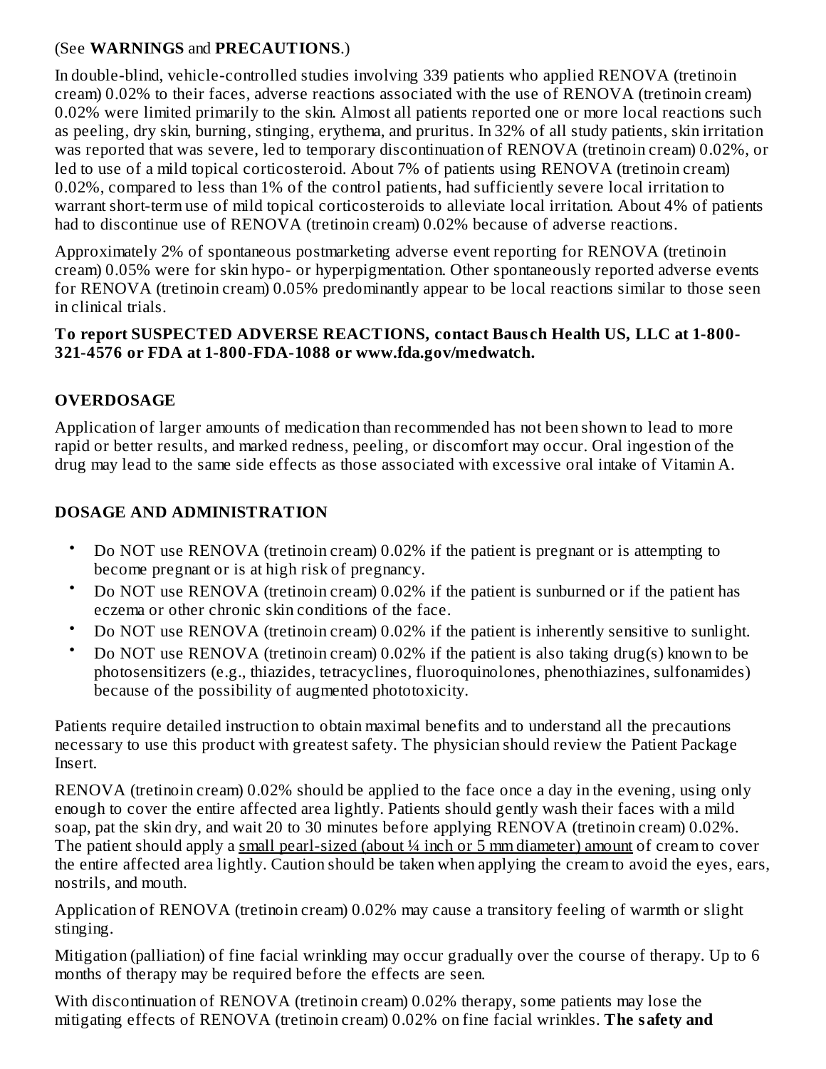(See **WARNINGS** and **PRECAUTIONS**.)

In double-blind, vehicle-controlled studies involving 339 patients who applied RENOVA (tretinoin cream) 0.02% to their faces, adverse reactions associated with the use of RENOVA (tretinoin cream) 0.02% were limited primarily to the skin. Almost all patients reported one or more local reactions such as peeling, dry skin, burning, stinging, erythema, and pruritus. In 32% of all study patients, skin irritation was reported that was severe, led to temporary discontinuation of RENOVA (tretinoin cream) 0.02%, or led to use of a mild topical corticosteroid. About 7% of patients using RENOVA (tretinoin cream) 0.02%, compared to less than 1% of the control patients, had sufficiently severe local irritation to warrant short-term use of mild topical corticosteroids to alleviate local irritation. About 4% of patients had to discontinue use of RENOVA (tretinoin cream) 0.02% because of adverse reactions.

Approximately 2% of spontaneous postmarketing adverse event reporting for RENOVA (tretinoin cream) 0.05% were for skin hypo- or hyperpigmentation. Other spontaneously reported adverse events for RENOVA (tretinoin cream) 0.05% predominantly appear to be local reactions similar to those seen in clinical trials.

**To report SUSPECTED ADVERSE REACTIONS, contact Bausch Health US, LLC at 1-800-321-4576 or FDA at 1-800-FDA-1088 or www.fda.gov/medwatch.**

## OVERDOSAGE

Application of larger amounts of medication than recommended has not been shown to lead to more rapid or better results, and marked redness, peeling, or discomfort may occur. Oral ingestion of the drug may lead to the same side effects as those associated with excessive oral intake of Vitamin A.

## DOSAGE AND ADMINISTRATION

- Do NOT use RENOVA (tretinoin cream) 0.02% if the patient is pregnant or is attempting to become pregnant or is at high risk of pregnancy.
- Do NOT use RENOVA (tretinoin cream) 0.02% if the patient is sunburned or if the patient has eczema or other chronic skin conditions of the face.
- Do NOT use RENOVA (tretinoin cream) 0.02% if the patient is inherently sensitive to sunlight.
- Do NOT use RENOVA (tretinoin cream) 0.02% if the patient is also taking drug(s) known to be photosensitizers (e.g., thiazides, tetracyclines, fluoroquinolones, phenothiazines, sulfonamides) because of the possibility of augmented phototoxicity.

Patients require detailed instruction to obtain maximal benefits and to understand all the precautions necessary to use this product with greatest safety. The physician should review the Patient Package Insert.

RENOVA (tretinoin cream) 0.02% should be applied to the face once a day in the evening, using only enough to cover the entire affected area lightly. Patients should gently wash their faces with a mild soap, pat the skin dry, and wait 20 to 30 minutes before applying RENOVA (tretinoin cream) 0.02%. The patient should apply a small pearl-sized (about ¼ inch or 5 mm diameter) amount of cream to cover the entire affected area lightly. Caution should be taken when applying the cream to avoid the eyes, ears, nostrils, and mouth.

Application of RENOVA (tretinoin cream) 0.02% may cause a transitory feeling of warmth or slight stinging.

Mitigation (palliation) of fine facial wrinkling may occur gradually over the course of therapy. Up to 6 months of therapy may be required before the effects are seen.

With discontinuation of RENOVA (tretinoin cream) 0.02% therapy, some patients may lose the mitigating effects of RENOVA (tretinoin cream) 0.02% on fine facial wrinkles. **The safety and**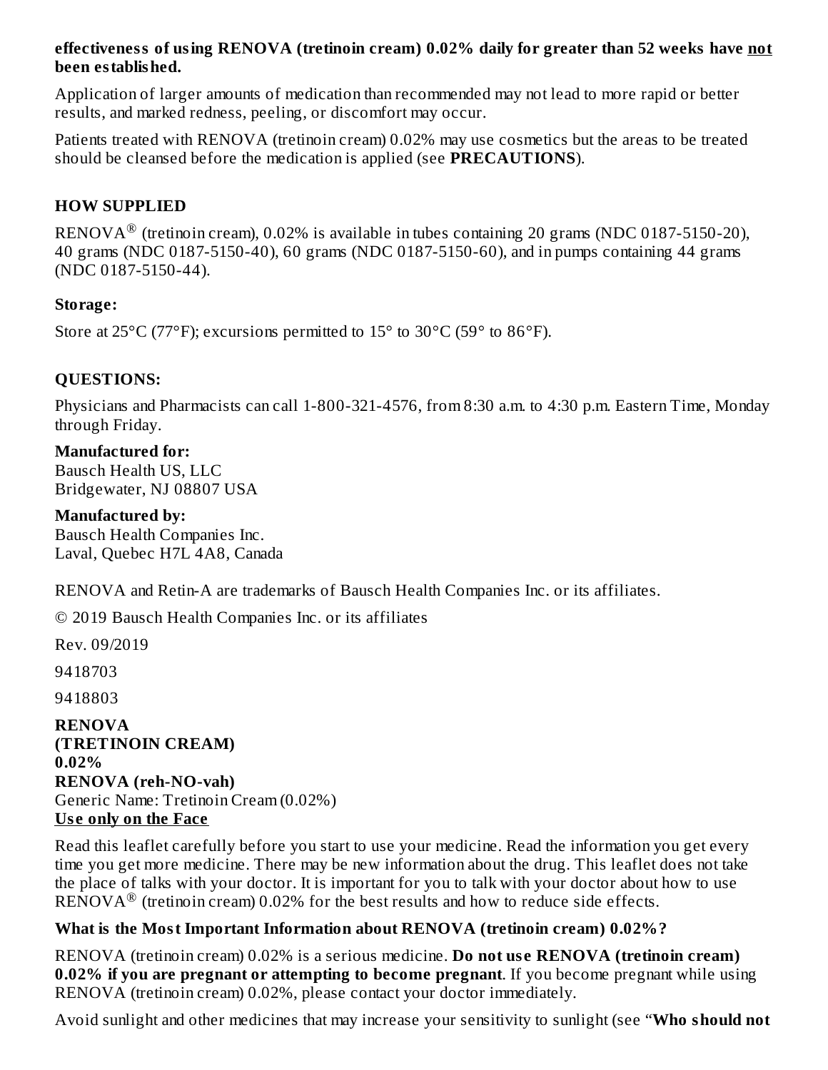**effectiveness of using RENOVA (tretinoin cream) 0.02% daily for greater than 52 weeks have <u>not</u> been established.**

Application of larger amounts of medication than recommended may not lead to more rapid or better results, and marked redness, peeling, or discomfort may occur.

Patients treated with RENOVA (tretinoin cream) 0.02% may use cosmetics but the areas to be treated should be cleansed before the medication is applied (see **PRECAUTIONS**).

## HOW SUPPLIED

RENOVA® (tretinoin cream), 0.02% is available in tubes containing 20 grams (NDC 0187-5150-20), 40 grams (NDC 0187-5150-40), 60 grams (NDC 0187-5150-60), and in pumps containing 44 grams (NDC 0187-5150-44).

### Storage:

Store at 25°C (77°F); excursions permitted to 15° to 30°C (59° to 86°F).

## QUESTIONS:

Physicians and Pharmacists can call 1-800-321-4576, from 8:30 a.m. to 4:30 p.m. Eastern Time, Monday through Friday.

**Manufactured for:**
Bausch Health US, LLC
Bridgewater, NJ 08807 USA

**Manufactured by:**
Bausch Health Companies Inc.
Laval, Quebec H7L 4A8, Canada

RENOVA and Retin-A are trademarks of Bausch Health Companies Inc. or its affiliates.

© 2019 Bausch Health Companies Inc. or its affiliates

Rev. 09/2019

9418703

9418803

**RENOVA**
**(TRETINOIN CREAM)**
**0.02%**
**RENOVA (reh-NO-vah)**
Generic Name: Tretinoin Cream (0.02%)
**<u>Use only on the Face</u>**

Read this leaflet carefully before you start to use your medicine. Read the information you get every time you get more medicine. There may be new information about the drug. This leaflet does not take the place of talks with your doctor. It is important for you to talk with your doctor about how to use RENOVA® (tretinoin cream) 0.02% for the best results and how to reduce side effects.

### What is the Most Important Information about RENOVA (tretinoin cream) 0.02%?

RENOVA (tretinoin cream) 0.02% is a serious medicine. **Do not use RENOVA (tretinoin cream) 0.02% if you are pregnant or attempting to become pregnant**. If you become pregnant while using RENOVA (tretinoin cream) 0.02%, please contact your doctor immediately.

Avoid sunlight and other medicines that may increase your sensitivity to sunlight (see "**Who should not**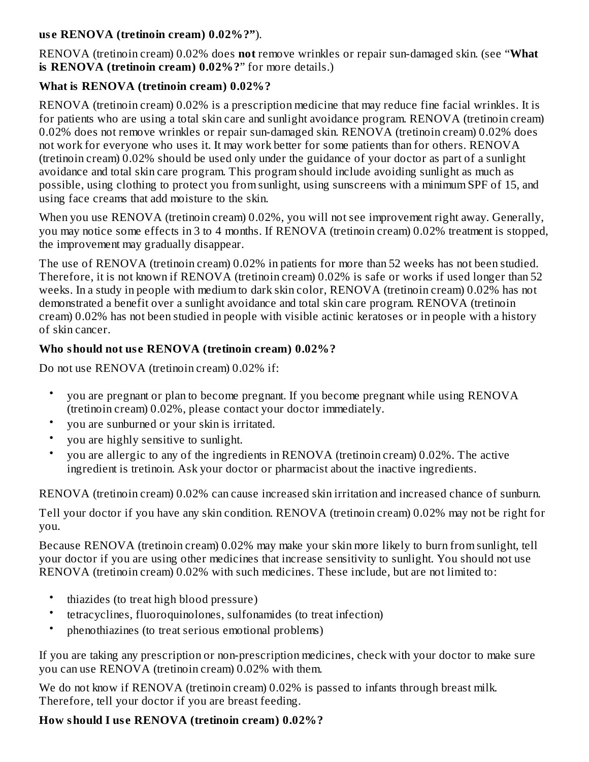**use RENOVA (tretinoin cream) 0.02%?"**).

RENOVA (tretinoin cream) 0.02% does **not** remove wrinkles or repair sun-damaged skin. (see "**What is RENOVA (tretinoin cream) 0.02%?**" for more details.)

### What is RENOVA (tretinoin cream) 0.02%?

RENOVA (tretinoin cream) 0.02% is a prescription medicine that may reduce fine facial wrinkles. It is for patients who are using a total skin care and sunlight avoidance program. RENOVA (tretinoin cream) 0.02% does not remove wrinkles or repair sun-damaged skin. RENOVA (tretinoin cream) 0.02% does not work for everyone who uses it. It may work better for some patients than for others. RENOVA (tretinoin cream) 0.02% should be used only under the guidance of your doctor as part of a sunlight avoidance and total skin care program. This program should include avoiding sunlight as much as possible, using clothing to protect you from sunlight, using sunscreens with a minimum SPF of 15, and using face creams that add moisture to the skin.

When you use RENOVA (tretinoin cream) 0.02%, you will not see improvement right away. Generally, you may notice some effects in 3 to 4 months. If RENOVA (tretinoin cream) 0.02% treatment is stopped, the improvement may gradually disappear.

The use of RENOVA (tretinoin cream) 0.02% in patients for more than 52 weeks has not been studied. Therefore, it is not known if RENOVA (tretinoin cream) 0.02% is safe or works if used longer than 52 weeks. In a study in people with medium to dark skin color, RENOVA (tretinoin cream) 0.02% has not demonstrated a benefit over a sunlight avoidance and total skin care program. RENOVA (tretinoin cream) 0.02% has not been studied in people with visible actinic keratoses or in people with a history of skin cancer.

### Who should not use RENOVA (tretinoin cream) 0.02%?

Do not use RENOVA (tretinoin cream) 0.02% if:

- you are pregnant or plan to become pregnant. If you become pregnant while using RENOVA (tretinoin cream) 0.02%, please contact your doctor immediately.
- you are sunburned or your skin is irritated.
- you are highly sensitive to sunlight.
- you are allergic to any of the ingredients in RENOVA (tretinoin cream) 0.02%. The active ingredient is tretinoin. Ask your doctor or pharmacist about the inactive ingredients.

RENOVA (tretinoin cream) 0.02% can cause increased skin irritation and increased chance of sunburn.

Tell your doctor if you have any skin condition. RENOVA (tretinoin cream) 0.02% may not be right for you.

Because RENOVA (tretinoin cream) 0.02% may make your skin more likely to burn from sunlight, tell your doctor if you are using other medicines that increase sensitivity to sunlight. You should not use RENOVA (tretinoin cream) 0.02% with such medicines. These include, but are not limited to:

- thiazides (to treat high blood pressure)
- tetracyclines, fluoroquinolones, sulfonamides (to treat infection)
- phenothiazines (to treat serious emotional problems)

If you are taking any prescription or non-prescription medicines, check with your doctor to make sure you can use RENOVA (tretinoin cream) 0.02% with them.

We do not know if RENOVA (tretinoin cream) 0.02% is passed to infants through breast milk. Therefore, tell your doctor if you are breast feeding.

### How should I use RENOVA (tretinoin cream) 0.02%?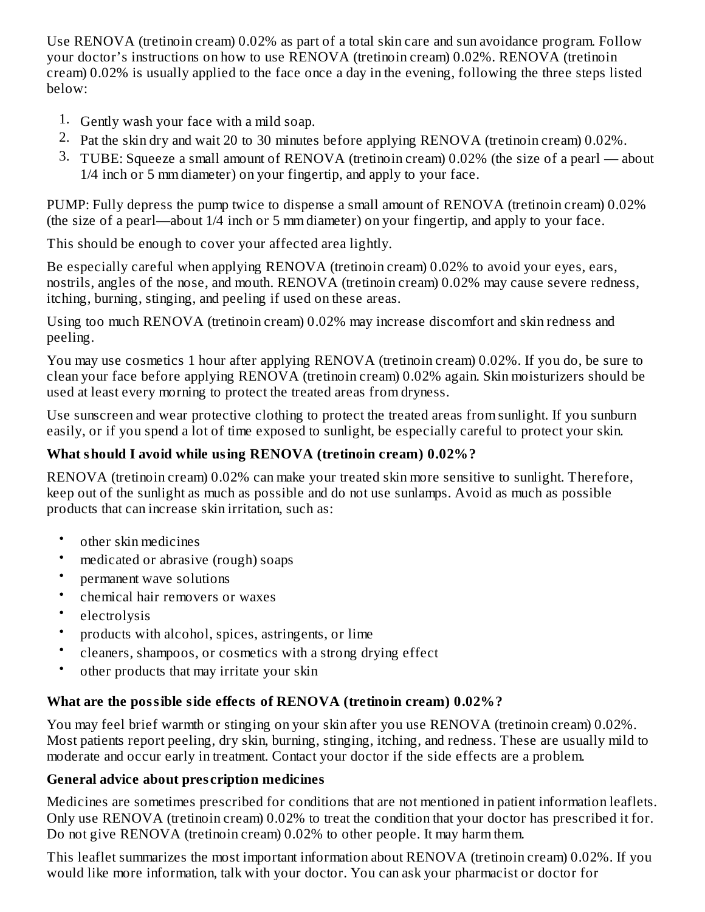Use RENOVA (tretinoin cream) 0.02% as part of a total skin care and sun avoidance program. Follow your doctor's instructions on how to use RENOVA (tretinoin cream) 0.02%. RENOVA (tretinoin cream) 0.02% is usually applied to the face once a day in the evening, following the three steps listed below:

1. Gently wash your face with a mild soap.
2. Pat the skin dry and wait 20 to 30 minutes before applying RENOVA (tretinoin cream) 0.02%.
3. TUBE: Squeeze a small amount of RENOVA (tretinoin cream) 0.02% (the size of a pearl — about 1/4 inch or 5 mm diameter) on your fingertip, and apply to your face.

PUMP: Fully depress the pump twice to dispense a small amount of RENOVA (tretinoin cream) 0.02% (the size of a pearl—about 1/4 inch or 5 mm diameter) on your fingertip, and apply to your face.

This should be enough to cover your affected area lightly.

Be especially careful when applying RENOVA (tretinoin cream) 0.02% to avoid your eyes, ears, nostrils, angles of the nose, and mouth. RENOVA (tretinoin cream) 0.02% may cause severe redness, itching, burning, stinging, and peeling if used on these areas.

Using too much RENOVA (tretinoin cream) 0.02% may increase discomfort and skin redness and peeling.

You may use cosmetics 1 hour after applying RENOVA (tretinoin cream) 0.02%. If you do, be sure to clean your face before applying RENOVA (tretinoin cream) 0.02% again. Skin moisturizers should be used at least every morning to protect the treated areas from dryness.

Use sunscreen and wear protective clothing to protect the treated areas from sunlight. If you sunburn easily, or if you spend a lot of time exposed to sunlight, be especially careful to protect your skin.

**What should I avoid while using RENOVA (tretinoin cream) 0.02%?**

RENOVA (tretinoin cream) 0.02% can make your treated skin more sensitive to sunlight. Therefore, keep out of the sunlight as much as possible and do not use sunlamps. Avoid as much as possible products that can increase skin irritation, such as:

- other skin medicines
- medicated or abrasive (rough) soaps
- permanent wave solutions
- chemical hair removers or waxes
- electrolysis
- products with alcohol, spices, astringents, or lime
- cleaners, shampoos, or cosmetics with a strong drying effect
- other products that may irritate your skin

**What are the possible side effects of RENOVA (tretinoin cream) 0.02%?**

You may feel brief warmth or stinging on your skin after you use RENOVA (tretinoin cream) 0.02%. Most patients report peeling, dry skin, burning, stinging, itching, and redness. These are usually mild to moderate and occur early in treatment. Contact your doctor if the side effects are a problem.

**General advice about prescription medicines**

Medicines are sometimes prescribed for conditions that are not mentioned in patient information leaflets. Only use RENOVA (tretinoin cream) 0.02% to treat the condition that your doctor has prescribed it for. Do not give RENOVA (tretinoin cream) 0.02% to other people. It may harm them.

This leaflet summarizes the most important information about RENOVA (tretinoin cream) 0.02%. If you would like more information, talk with your doctor. You can ask your pharmacist or doctor for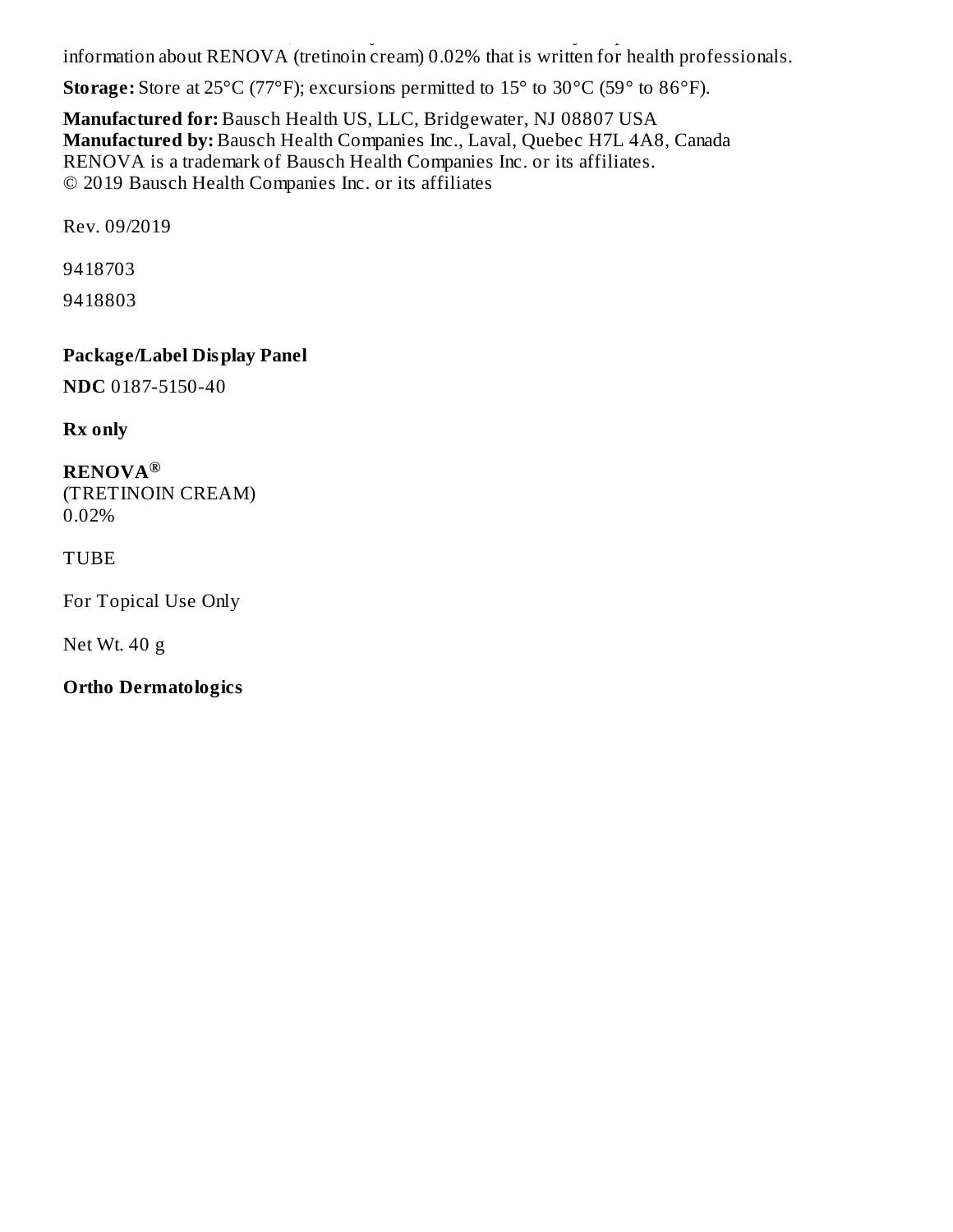information about RENOVA (tretinoin cream) 0.02% that is written for health professionals.

**Storage:** Store at 25°C (77°F); excursions permitted to 15° to 30°C (59° to 86°F).

**Manufactured for:** Bausch Health US, LLC, Bridgewater, NJ 08807 USA
**Manufactured by:** Bausch Health Companies Inc., Laval, Quebec H7L 4A8, Canada
RENOVA is a trademark of Bausch Health Companies Inc. or its affiliates.
© 2019 Bausch Health Companies Inc. or its affiliates

Rev. 09/2019

9418703

9418803

**Package/Label Display Panel**

**NDC** 0187-5150-40

**Rx only**

**RENOVA®**
(TRETINOIN CREAM)
0.02%

TUBE

For Topical Use Only

Net Wt. 40 g

**Ortho Dermatologics**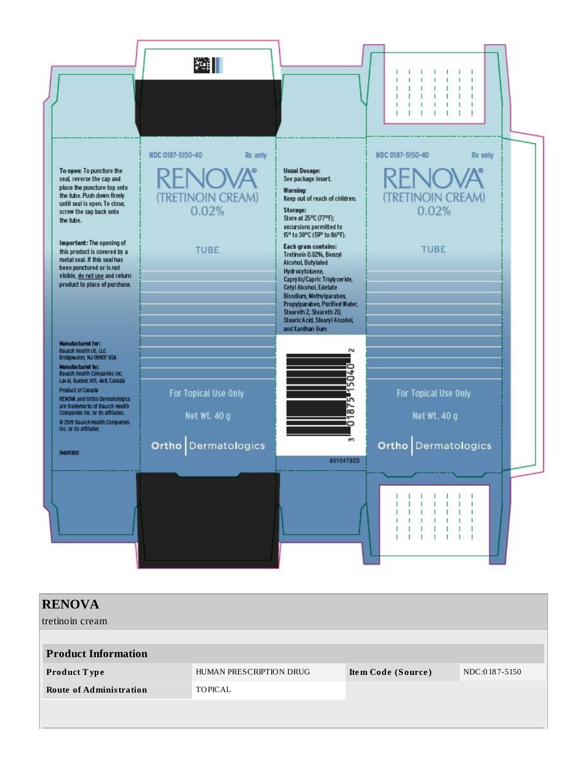To open: To puncture the seal, reverse the cap and place the puncture top onto the tube. Push down firmly until seal is open. To close, screw the cap back onto the tube.

Important: The opening of this product is covered by a metal seal. If this seal has been punctured or is not visible, do not use and return product to place of purchase.

Manufactured for:
Bausch Health US, LLC
Bridgewater, NJ 08807 USA

Manufactured by:
Bausch Health Companies Inc.
Laval, Quebec H7L 4A8, Canada

Product of Canada

RENOVA and Ortho Dermatologics are trademarks of Bausch Health Companies Inc. or its affiliates.

© 2019 Bausch Health Companies Inc. or its affiliates

9409303

NDC 0187-5150-40 Rx only

RENOVA®
(TRETINOIN CREAM)
0.02%

TUBE

For Topical Use Only

Net Wt. 40 g

Ortho | Dermatologics

Usual Dosage:
See package insert.

Warning:
Keep out of reach of children.

Storage:
Store at 25°C (77°F); excursions permitted to 15° to 30°C (59° to 86°F).

Each gram contains:
Tretinoin 0.02%, Benzyl Alcohol, Butylated Hydroxytoluene, Caprylic/Capric Triglyceride, Cetyl Alcohol, Edetate Disodium, Methylparaben, Propylparaben, Purified Water, Steareth 2, Steareth 20, Stearic Acid, Stearyl Alcohol, and Xanthan Gum

3 01875 15040 2

50104752D

NDC 0187-5150-40 Rx only

RENOVA®
(TRETINOIN CREAM)
0.02%

TUBE

For Topical Use Only

Net Wt. 40 g

Ortho | Dermatologics

## RENOVA

tretinoin cream

| Product Information | | | |
|---|---|---|---|
| **Product Type** | HUMAN PRESCRIPTION DRUG | **Item Code (Source)** | NDC:0187-5150 |
| **Route of Administration** | TOPICAL | | |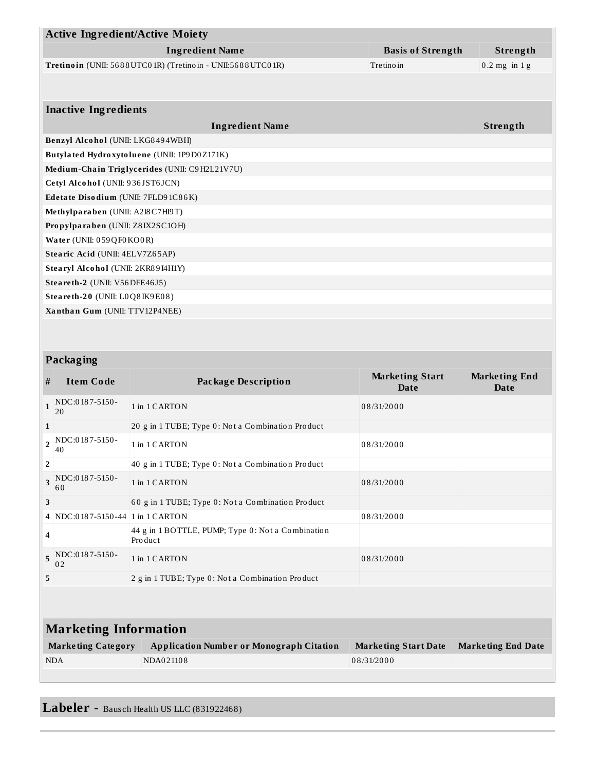| Active Ingredient/Active Moiety | | |
|---|---|---|
| **Ingredient Name** | **Basis of Strength** | **Strength** |
| **Tretinoin** (UNII: 5688UTC01R) (Tretinoin - UNII:5688UTC01R) | Tretinoin | 0.2 mg in 1 g |

| Inactive Ingredients | |
|---|---|
| **Ingredient Name** | **Strength** |
| **Benzyl Alcohol** (UNII: LKG8494WBH) | |
| **Butylated Hydroxytoluene** (UNII: 1P9D0Z171K) | |
| **Medium-Chain Triglycerides** (UNII: C9H2L21V7U) | |
| **Cetyl Alcohol** (UNII: 936JST6JCN) | |
| **Edetate Disodium** (UNII: 7FLD91C86K) | |
| **Methylparaben** (UNII: A2I8C7HI9T) | |
| **Propylparaben** (UNII: Z8IX2SC1OH) | |
| **Water** (UNII: 059QF0KO0R) | |
| **Stearic Acid** (UNII: 4ELV7Z65AP) | |
| **Stearyl Alcohol** (UNII: 2KR89I4H1Y) | |
| **Steareth-2** (UNII: V56DFE46J5) | |
| **Steareth-20** (UNII: L0Q8IK9E08) | |
| **Xanthan Gum** (UNII: TTV12P4NEE) | |

| Packaging | | | | |
|---|---|---|---|---|
| **#** | **Item Code** | **Package Description** | **Marketing Start Date** | **Marketing End Date** |
| 1 | NDC:0187-5150-20 | 1 in 1 CARTON | 08/31/2000 | |
| 1 | | 20 g in 1 TUBE; Type 0: Not a Combination Product | | |
| 2 | NDC:0187-5150-40 | 1 in 1 CARTON | 08/31/2000 | |
| 2 | | 40 g in 1 TUBE; Type 0: Not a Combination Product | | |
| 3 | NDC:0187-5150-60 | 1 in 1 CARTON | 08/31/2000 | |
| 3 | | 60 g in 1 TUBE; Type 0: Not a Combination Product | | |
| 4 | NDC:0187-5150-44 | 1 in 1 CARTON | 08/31/2000 | |
| 4 | | 44 g in 1 BOTTLE, PUMP; Type 0: Not a Combination Product | | |
| 5 | NDC:0187-5150-02 | 1 in 1 CARTON | 08/31/2000 | |
| 5 | | 2 g in 1 TUBE; Type 0: Not a Combination Product | | |

## Marketing Information

| Marketing Category | Application Number or Monograph Citation | Marketing Start Date | Marketing End Date |
|---|---|---|---|
| NDA | NDA021108 | 08/31/2000 | |

## Labeler - Bausch Health US LLC (831922468)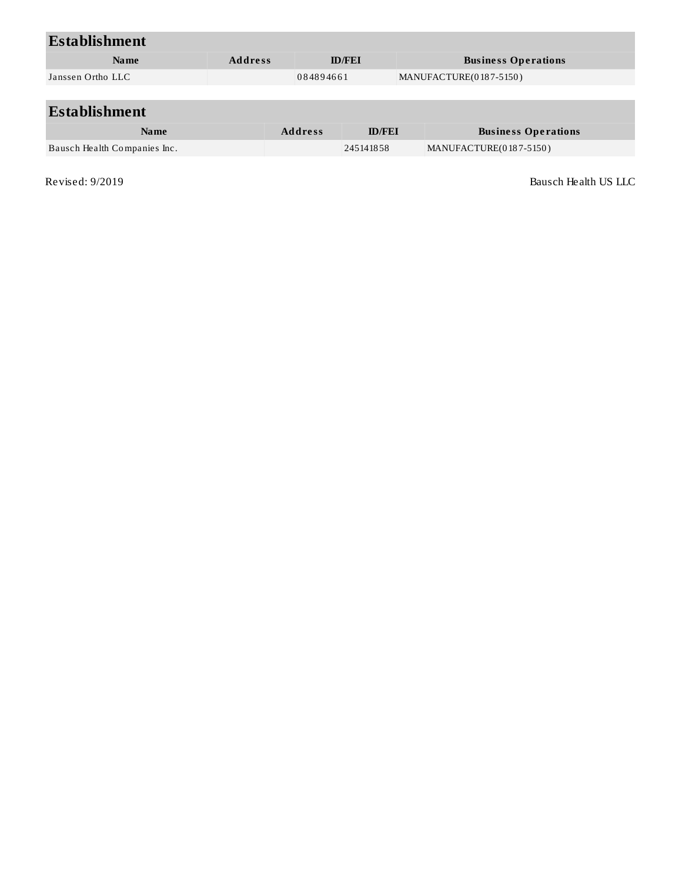## Establishment

| Name | Address | ID/FEI | Business Operations |
|---|---|---|---|
| Janssen Ortho LLC | | 084894661 | MANUFACTURE(0187-5150) |

## Establishment

| Name | Address | ID/FEI | Business Operations |
|---|---|---|---|
| Bausch Health Companies Inc. | | 245141858 | MANUFACTURE(0187-5150) |

Revised: 9/2019

Bausch Health US LLC